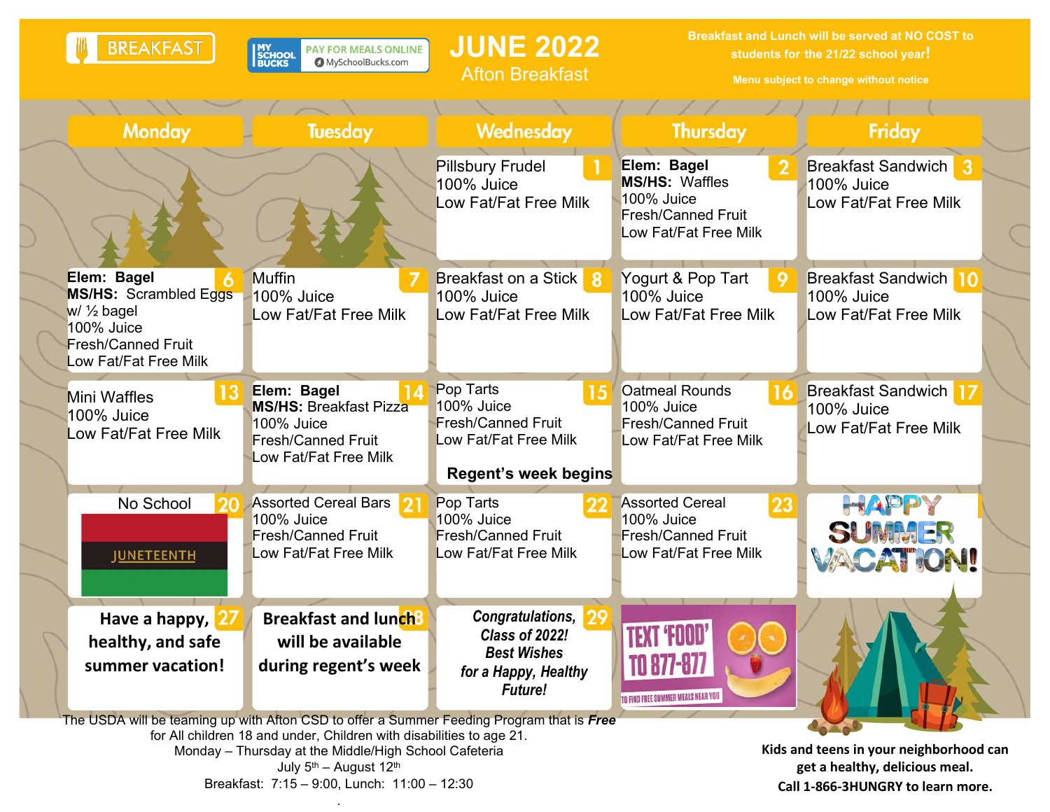# JUNE 2022

## Afton Breakfast

BREAKFAST

MY SCHOOL BUCKS — PAY FOR MEALS ONLINE — MySchoolBucks.com

**Breakfast and Lunch will be served at NO COST to students for the 21/22 school year!**

**Menu subject to change without notice**

| Monday | Tuesday | Wednesday | Thursday | Friday |
|---|---|---|---|---|
| | | **1** Pillsbury Frudel<br>100% Juice<br>Low Fat/Fat Free Milk | **2** **Elem: Bagel**<br>**MS/HS:** Waffles<br>100% Juice<br>Fresh/Canned Fruit<br>Low Fat/Fat Free Milk | **3** Breakfast Sandwich<br>100% Juice<br>Low Fat/Fat Free Milk |
| **6** **Elem: Bagel**<br>**MS/HS:** Scrambled Eggs w/ ½ bagel<br>100% Juice<br>Fresh/Canned Fruit<br>Low Fat/Fat Free Milk | **7** Muffin<br>100% Juice<br>Low Fat/Fat Free Milk | **8** Breakfast on a Stick<br>100% Juice<br>Low Fat/Fat Free Milk | **9** Yogurt & Pop Tart<br>100% Juice<br>Low Fat/Fat Free Milk | **10** Breakfast Sandwich<br>100% Juice<br>Low Fat/Fat Free Milk |
| **13** Mini Waffles<br>100% Juice<br>Low Fat/Fat Free Milk | **14** **Elem: Bagel**<br>**MS/HS:** Breakfast Pizza<br>100% Juice<br>Fresh/Canned Fruit<br>Low Fat/Fat Free Milk | **15** Pop Tarts<br>100% Juice<br>Fresh/Canned Fruit<br>Low Fat/Fat Free Milk<br>**Regent's week begins** | **16** Oatmeal Rounds<br>100% Juice<br>Fresh/Canned Fruit<br>Low Fat/Fat Free Milk | **17** Breakfast Sandwich<br>100% Juice<br>Low Fat/Fat Free Milk |
| **20** No School<br>JUNETEENTH | **21** Assorted Cereal Bars<br>100% Juice<br>Fresh/Canned Fruit<br>Low Fat/Fat Free Milk | **22** Pop Tarts<br>100% Juice<br>Fresh/Canned Fruit<br>Low Fat/Fat Free Milk | **23** Assorted Cereal<br>100% Juice<br>Fresh/Canned Fruit<br>Low Fat/Fat Free Milk | HAPPY SUMMER VACATION! |
| **27** **Have a happy, healthy, and safe summer vacation!** | **28** **Breakfast and lunch will be available during regent's week** | **29** ***Congratulations, Class of 2022! Best Wishes for a Happy, Healthy Future!*** | TEXT 'FOOD' TO 877-877 TO FIND FREE SUMMER MEALS NEAR YOU | |

The USDA will be teaming up with Afton CSD to offer a Summer Feeding Program that is ***Free*** for All children 18 and under, Children with disabilities to age 21.
Monday – Thursday at the Middle/High School Cafeteria
July 5th – August 12th
Breakfast: 7:15 – 9:00, Lunch: 11:00 – 12:30

**Kids and teens in your neighborhood can get a healthy, delicious meal. Call 1-866-3HUNGRY to learn more.**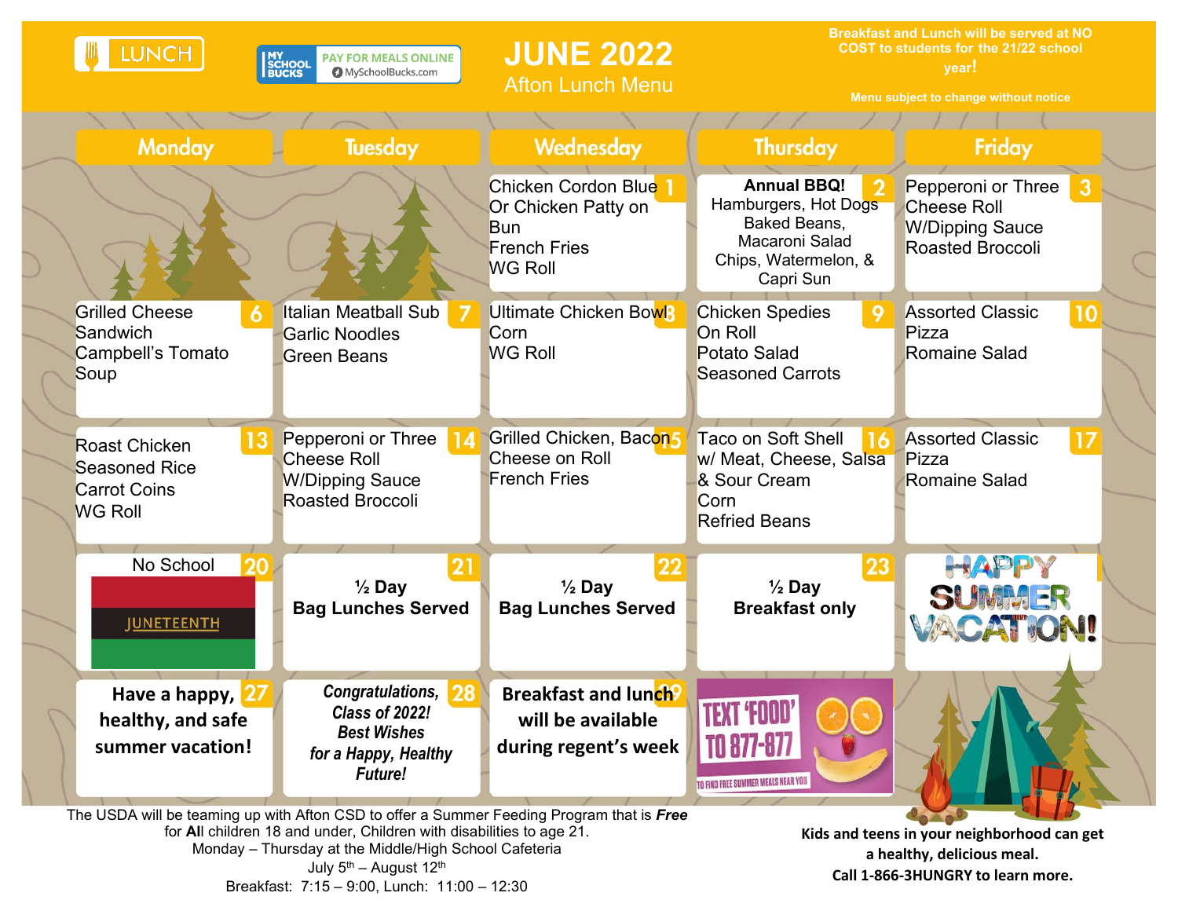LUNCH

MY SCHOOL BUCKS — PAY FOR MEALS ONLINE — MySchoolBucks.com

# JUNE 2022

## Afton Lunch Menu

**Breakfast and Lunch will be served at NO COST to students for the 21/22 school year!**

**Menu subject to change without notice**

| Monday | Tuesday | Wednesday | Thursday | Friday |
|---|---|---|---|---|
| | | **1** Chicken Cordon Blue Or Chicken Patty on Bun French Fries WG Roll | **2** **Annual BBQ!** Hamburgers, Hot Dogs Baked Beans, Macaroni Salad Chips, Watermelon, & Capri Sun | **3** Pepperoni or Three Cheese Roll W/Dipping Sauce Roasted Broccoli |
| **6** Grilled Cheese Sandwich Campbell's Tomato Soup | **7** Italian Meatball Sub Garlic Noodles Green Beans | **8** Ultimate Chicken Bowl Corn WG Roll | **9** Chicken Spedies On Roll Potato Salad Seasoned Carrots | **10** Assorted Classic Pizza Romaine Salad |
| **13** Roast Chicken Seasoned Rice Carrot Coins WG Roll | **14** Pepperoni or Three Cheese Roll W/Dipping Sauce Roasted Broccoli | **15** Grilled Chicken, Bacon Cheese on Roll French Fries | **16** Taco on Soft Shell w/ Meat, Cheese, Salsa & Sour Cream Corn Refried Beans | **17** Assorted Classic Pizza Romaine Salad |
| **20** No School JUNETEENTH | **21** ½ Day **Bag Lunches Served** | **22** ½ Day **Bag Lunches Served** | **23** ½ Day **Breakfast only** | HAPPY SUMMER VACATION! |
| **27** **Have a happy, healthy, and safe summer vacation!** | **28** ***Congratulations, Class of 2022! Best Wishes for a Happy, Healthy Future!*** | **29** **Breakfast and lunch will be available during regent's week** | TEXT 'FOOD' TO 877-877 TO FIND FREE SUMMER MEALS NEAR YOU | |

The USDA will be teaming up with Afton CSD to offer a Summer Feeding Program that is ***Free*** for **Al**l children 18 and under, Children with disabilities to age 21.
Monday – Thursday at the Middle/High School Cafeteria
July 5th – August 12th
Breakfast: 7:15 – 9:00, Lunch: 11:00 – 12:30

**Kids and teens in your neighborhood can get a healthy, delicious meal. Call 1-866-3HUNGRY to learn more.**